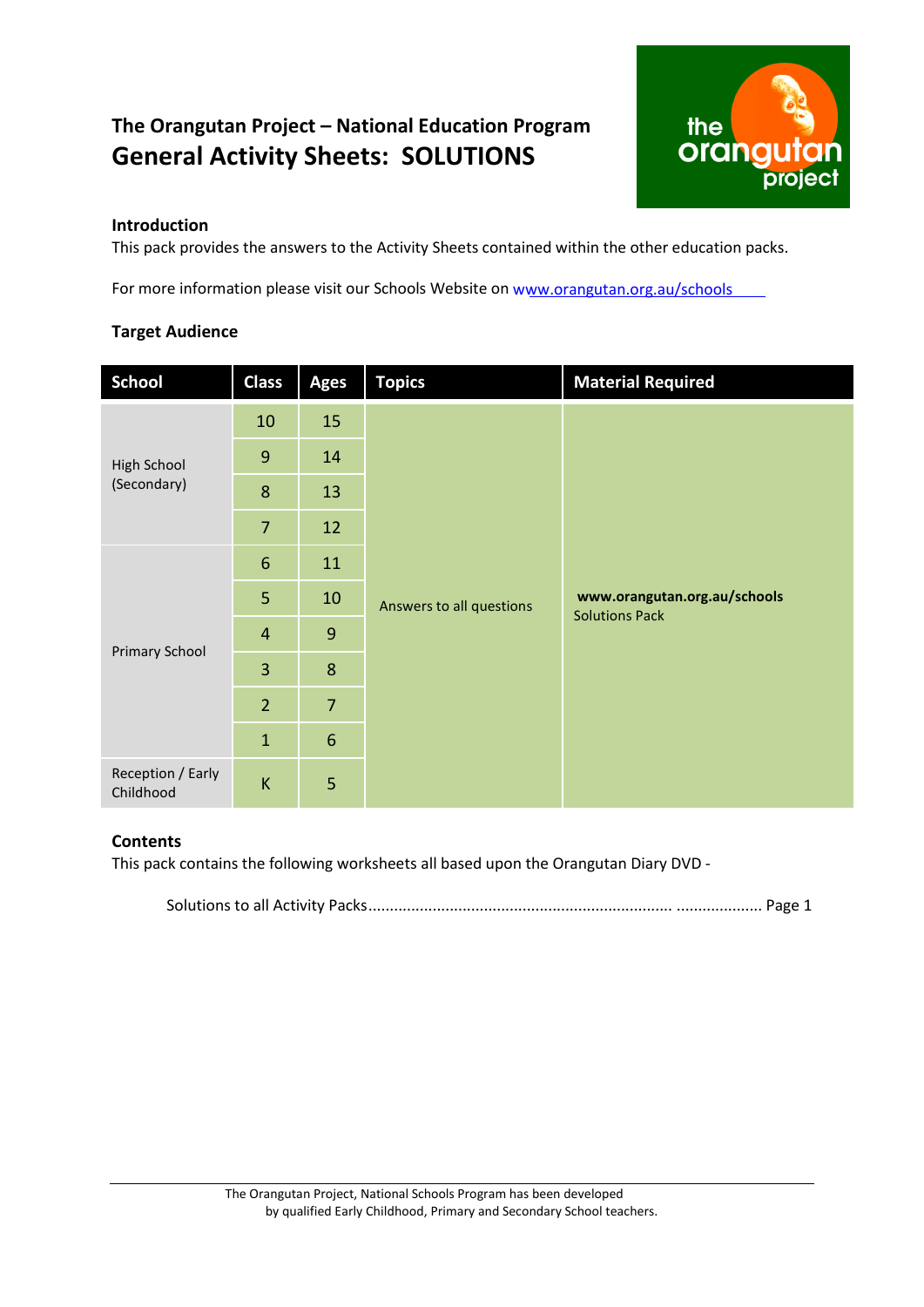## The Orangutan Project – National Education Program

# General Activity Sheets: SOLUTIONS

**Introduction**

This pack provides the answers to the Activity Sheets contained within the other education packs.

For more information please visit our Schools Website on www.orangutan.org.au/schools

**Target Audience**

| School | Class | Ages | Topics | Material Required |
|---|---|---|---|---|
| High School (Secondary) | 10 | 15 | Answers to all questions | **www.orangutan.org.au/schools** Solutions Pack |
| | 9 | 14 | | |
| | 8 | 13 | | |
| | 7 | 12 | | |
| Primary School | 6 | 11 | | |
| | 5 | 10 | | |
| | 4 | 9 | | |
| | 3 | 8 | | |
| | 2 | 7 | | |
| | 1 | 6 | | |
| Reception / Early Childhood | K | 5 | | |

**Contents**

This pack contains the following worksheets all based upon the Orangutan Diary DVD -

Solutions to all Activity Packs........................................................................ .................... Page 1

The Orangutan Project, National Schools Program has been developed by qualified Early Childhood, Primary and Secondary School teachers.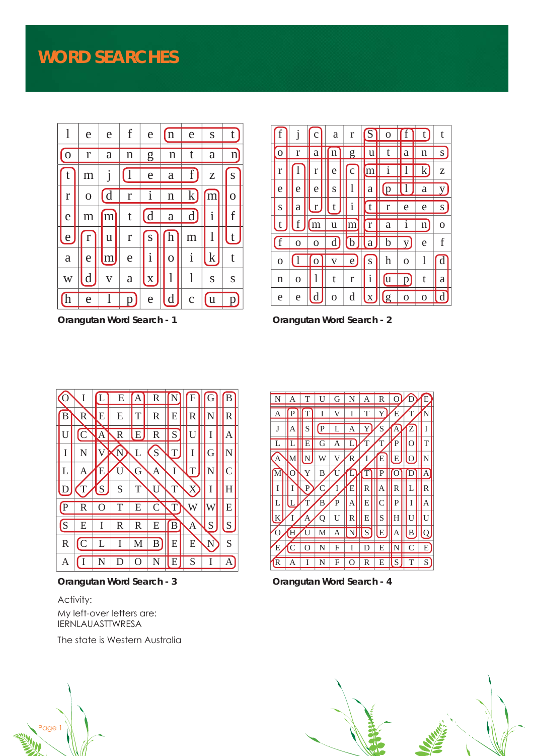# WORD SEARCHES

| | | | | | | | | |
|---|---|---|---|---|---|---|---|---|
| l | e | e | f | e | n | e | s | t |
| o | r | a | n | g | n | t | a | n |
| t | m | j | l | e | a | f | z | s |
| r | o | d | r | i | n | k | m | o |
| e | m | m | t | d | a | d | i | f |
| e | r | u | r | s | h | m | l | t |
| a | e | m | e | i | o | i | k | t |
| w | d | v | a | x | l | l | s | s |
| h | e | l | p | e | d | c | u | p |

**Orangutan Word Search - 1**

| | | | | | | | | | |
|---|---|---|---|---|---|---|---|---|---|
| f | j | c | a | r | S | o | f | t | t |
| o | r | a | n | g | u | t | a | n | s |
| r | l | r | e | c | m | i | l | k | z |
| e | e | e | s | l | a | p | l | a | y |
| s | a | r | t | i | t | r | e | e | s |
| t | f | m | u | m | r | a | i | n | o |
| f | o | o | d | b | a | b | y | e | f |
| o | l | o | v | e | s | h | o | l | d |
| n | o | l | t | r | i | u | p | t | a |
| e | e | d | o | d | x | g | o | o | d |

**Orangutan Word Search - 2**

| | | | | | | | | | |
|---|---|---|---|---|---|---|---|---|---|
| O | I | L | E | A | R | N | F | G | B |
| B | R | E | E | T | R | E | R | N | R |
| U | C | A | R | E | R | S | U | I | A |
| I | N | V | N | L | S | T | I | G | N |
| L | A | E | U | G | A | I | T | N | C |
| D | T | S | S | T | U | T | X | I | H |
| P | R | O | T | E | C | T | W | W | E |
| S | E | I | R | R | E | B | A | S | S |
| R | C | L | I | M | B | E | E | N | S |
| A | I | N | D | O | N | E | S | I | A |

**Orangutan Word Search - 3**

| | | | | | | | | | | |
|---|---|---|---|---|---|---|---|---|---|---|
| N | A | T | U | G | N | A | R | O | D | E |
| A | P | T | I | V | I | T | Y | E | T | N |
| J | A | S | P | L | A | Y | S | A | Z | I |
| L | L | E | G | A | L | T | T | P | O | T |
| A | M | N | W | V | R | I | E | E | O | N |
| M | O | Y | B | U | L | T | P | O | D | A |
| I | I | P | C | I | E | R | A | R | L | R |
| L | L | T | B | P | A | E | C | P | I | A |
| K | I | A | Q | U | R | E | S | H | U | U |
| O | H | U | M | A | N | S | E | A | B | Q |
| E | C | O | N | F | I | D | E | N | C | E |
| R | A | I | N | F | O | R | E | S | T | S |

**Orangutan Word Search - 4**

Activity:

My left-over letters are:
IERNLAUASTTWRESA

The state is Western Australia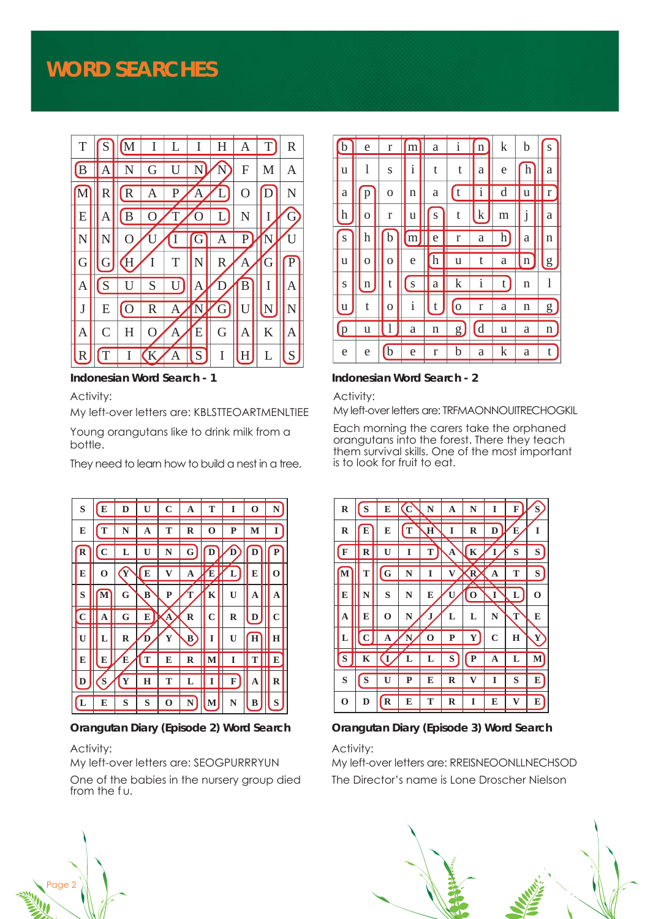# WORD SEARCHES

| T | S | M | I | L | I | H | A | T | R |
|---|---|---|---|---|---|---|---|---|---|
| B | A | N | G | U | N | N | F | M | A |
| M | R | R | A | P | A | L | O | D | N |
| E | A | B | O | T | O | L | N | I | G |
| N | N | O | U | I | G | A | P | N | U |
| G | G | H | I | T | N | R | A | G | P |
| A | S | U | S | U | A | D | B | I | A |
| J | E | O | R | A | N | G | U | N | N |
| A | C | H | O | A | E | G | A | K | A |
| R | T | I | K | A | S | I | H | L | S |

**Indonesian Word Search - 1**

Activity:

My left-over letters are: KBLSTTEOARTMENLTIEE

Young orangutans like to drink milk from a bottle.

They need to learn how to build a nest in a tree.

| b | e | r | m | a | i | n | k | b | s |
|---|---|---|---|---|---|---|---|---|---|
| u | l | s | i | t | t | a | e | h | a |
| a | p | o | n | a | t | i | d | u | r |
| h | o | r | u | s | t | k | m | j | a |
| s | h | b | m | e | r | a | h | a | n |
| u | o | o | e | h | u | t | a | n | g |
| s | n | t | s | a | k | i | t | n | l |
| u | t | o | i | t | o | r | a | n | g |
| p | u | l | a | n | g | d | u | a | n |
| e | e | b | e | r | b | a | k | a | t |

**Indonesian Word Search - 2**

Activity:

My left-over letters are: TRFMAONNOUITRECHOGKIL

Each morning the carers take the orphaned orangutans into the forest. There they teach them survival skills. One of the most important is to look for fruit to eat.

| S | E | D | U | C | A | T | I | O | N |
|---|---|---|---|---|---|---|---|---|---|
| E | T | N | A | T | R | O | P | M | I |
| R | C | L | U | N | G | D | D | D | P |
| E | O | Y | E | V | A | E | L | E | O |
| S | M | G | B | P | T | K | U | A | A |
| C | A | G | E | A | R | C | R | D | C |
| U | L | R | D | Y | B | I | U | H | H |
| E | E | E | T | E | R | M | I | T | E |
| D | S | Y | H | T | L | I | F | A | R |
| L | E | S | S | O | N | M | N | B | S |

**Orangutan Diary (Episode 2) Word Search**

Activity:

My left-over letters are: SEOGPURRRYUN

One of the babies in the nursery group died from the f u.

| R | S | E | C | N | A | N | I | F | S |
|---|---|---|---|---|---|---|---|---|---|
| R | E | E | T | H | I | R | D | E | I |
| F | R | U | I | T | A | K | I | S | S |
| M | T | G | N | I | V | R | A | T | S |
| E | N | S | N | E | U | O | I | L | O |
| A | E | O | N | J | L | L | N | T | E |
| L | C | A | N | O | P | Y | C | H | Y |
| S | K | I | L | L | S | P | A | L | M |
| S | S | U | P | E | R | V | I | S | E |
| O | D | R | E | T | R | I | E | V | E |

**Orangutan Diary (Episode 3) Word Search**

Activity:

My left-over letters are: RREISNEOONLLNECHSOD

The Director's name is Lone Droscher Nielson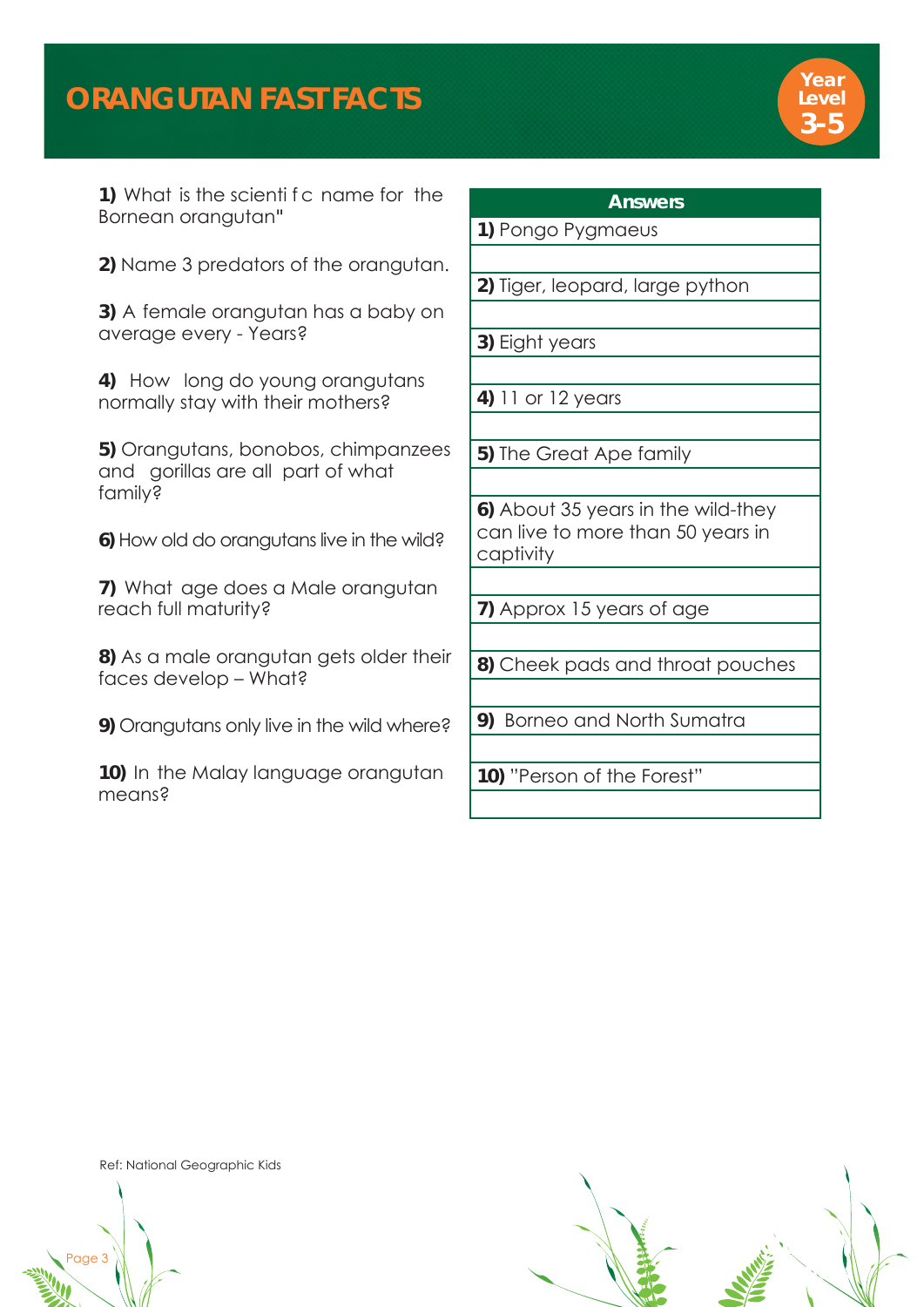# ORANGUTAN FAST FACTS

**Year Level 3-5**

**1)** What is the scienti f c name for the Bornean orangutan"

**2)** Name 3 predators of the orangutan.

**3)** A female orangutan has a baby on average every - Years?

**4)** How long do young orangutans normally stay with their mothers?

**5)** Orangutans, bonobos, chimpanzees and gorillas are all part of what family?

**6)** How old do orangutans live in the wild?

**7)** What age does a Male orangutan reach full maturity?

**8)** As a male orangutan gets older their faces develop – What?

**9)** Orangutans only live in the wild where?

**10)** In the Malay language orangutan means?

| Answers |
|---|
| **1)** Pongo Pygmaeus |
| |
| **2)** Tiger, leopard, large python |
| |
| **3)** Eight years |
| |
| **4)** 11 or 12 years |
| |
| **5)** The Great Ape family |
| |
| **6)** About 35 years in the wild-they can live to more than 50 years in captivity |
| |
| **7)** Approx 15 years of age |
| |
| **8)** Cheek pads and throat pouches |
| |
| **9)** Borneo and North Sumatra |
| |
| **10)** "Person of the Forest" |
| |

Ref: National Geographic Kids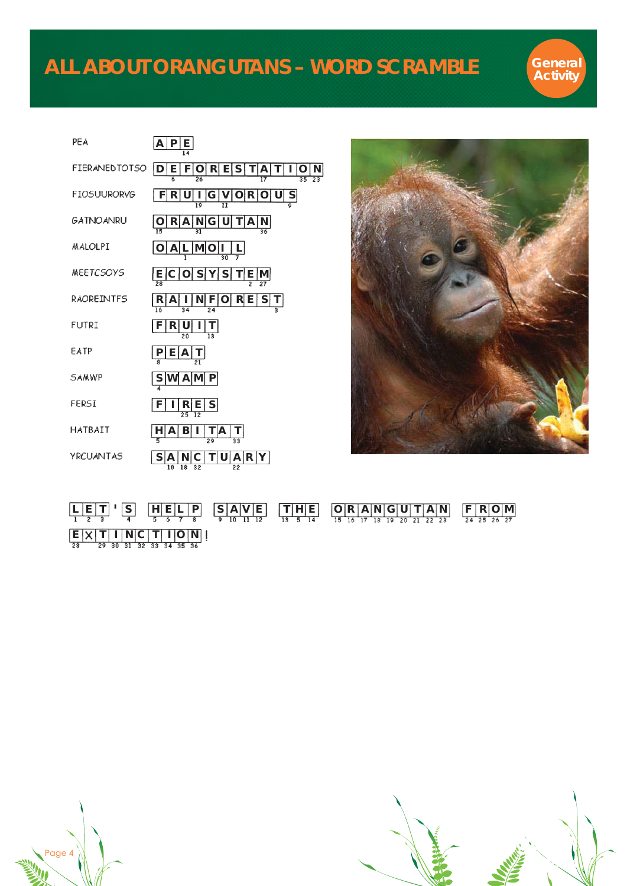# ALL ABOUT ORANGUTANS – WORD SCRAMBLE

General Activity

| Scrambled | Answer | Numbers |
|---|---|---|
| PEA | A P E | 14 |
| FIERANEDTOTSO | D E F O R E S T A T I O N | 6 26 17 35 23 |
| FIOSUURORVG | F R U I G V O R O U S | 19 11 9 |
| GATNOANRU | O R A N G U T A N | 15 31 36 |
| MALOLPI | O A L M O I L | 1 30 7 |
| MEETCSOYS | E C O S Y S T E M | 28 2 27 |
| RAOREINTFS | R A I N F O R E S T | 16 34 24 3 |
| FUTRI | F R U I T | 20 13 |
| EATP | P E A T | 8 21 |
| SAMWP | S W A M P | 4 |
| FERSI | F I R E S | 25 12 |
| HATBAIT | H A B I T A T | 5 29 33 |
| YRCUANTAS | S A N C T U A R Y | 10 18 32 22 |

L E T ' S   H E L P   S A V E   T H E   O R A N G U T A N   F R O M   E X T I N C T I O N !

(1 2 3 4 — 5 6 7 8 — 9 10 11 12 — 13 5 14 — 15 16 17 18 19 20 21 22 23 — 24 25 26 27 — 28 29 30 31 32 33 34 35 36)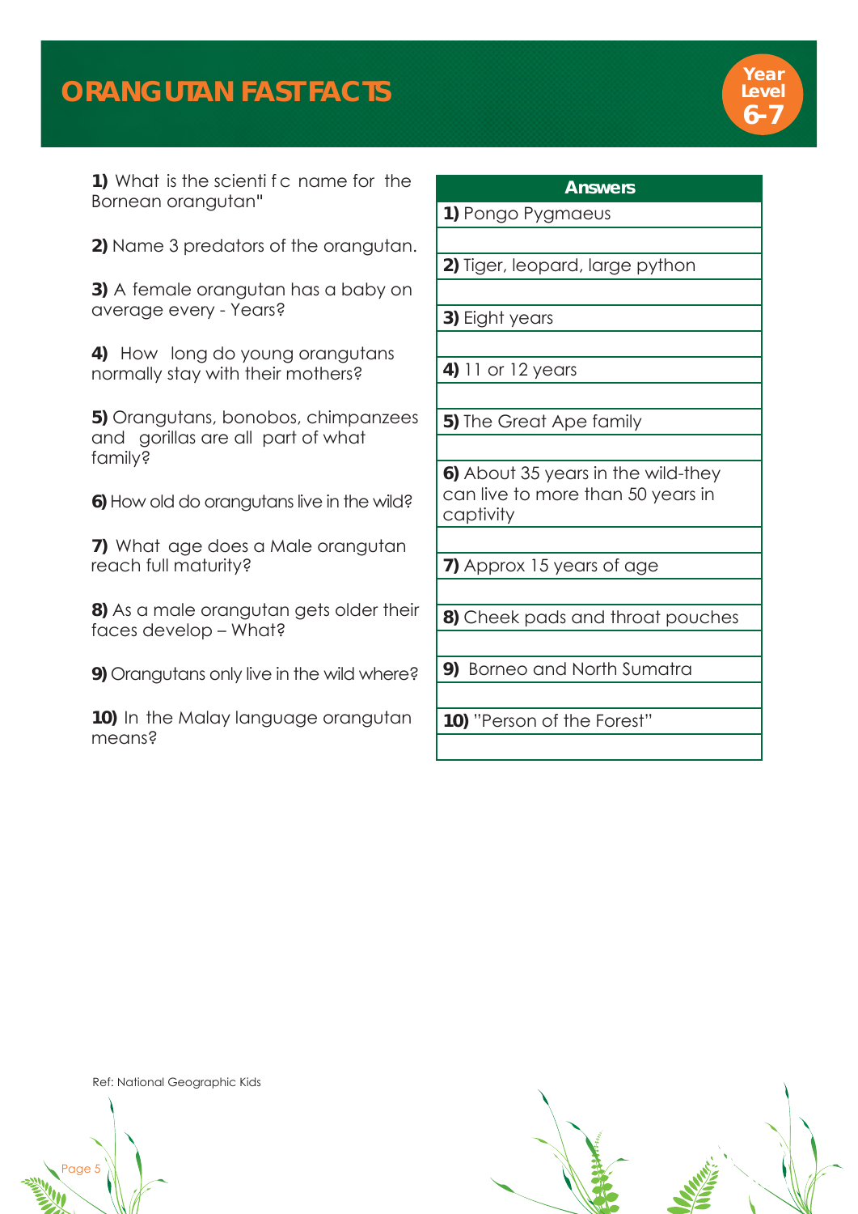# ORANGUTAN FAST FACTS

**Year Level 6-7**

**1)** What is the scienti f c name for the Bornean orangutan"

**2)** Name 3 predators of the orangutan.

**3)** A female orangutan has a baby on average every - Years?

**4)** How long do young orangutans normally stay with their mothers?

**5)** Orangutans, bonobos, chimpanzees and gorillas are all part of what family?

**6)** How old do orangutans live in the wild?

**7)** What age does a Male orangutan reach full maturity?

**8)** As a male orangutan gets older their faces develop – What?

**9)** Orangutans only live in the wild where?

**10)** In the Malay language orangutan means?

| Answers |
|---|
| **1)** Pongo Pygmaeus |
| **2)** Tiger, leopard, large python |
| **3)** Eight years |
| **4)** 11 or 12 years |
| **5)** The Great Ape family |
| **6)** About 35 years in the wild-they can live to more than 50 years in captivity |
| **7)** Approx 15 years of age |
| **8)** Cheek pads and throat pouches |
| **9)** Borneo and North Sumatra |
| **10)** "Person of the Forest" |

Ref: National Geographic Kids